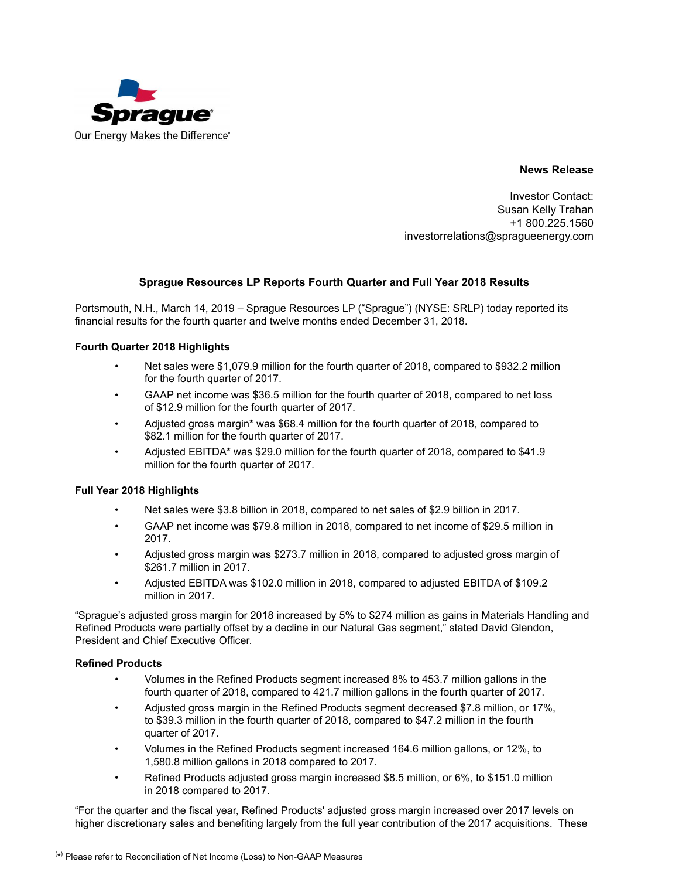Sprague

Our Energy Makes the Difference®

**News Release**

Investor Contact:
Susan Kelly Trahan
+1 800.225.1560
investorrelations@spragueenergy.com

## Sprague Resources LP Reports Fourth Quarter and Full Year 2018 Results

Portsmouth, N.H., March 14, 2019 – Sprague Resources LP ("Sprague") (NYSE: SRLP) today reported its financial results for the fourth quarter and twelve months ended December 31, 2018.

### Fourth Quarter 2018 Highlights

- Net sales were $1,079.9 million for the fourth quarter of 2018, compared to $932.2 million for the fourth quarter of 2017.
- GAAP net income was $36.5 million for the fourth quarter of 2018, compared to net loss of $12.9 million for the fourth quarter of 2017.
- Adjusted gross margin* was $68.4 million for the fourth quarter of 2018, compared to $82.1 million for the fourth quarter of 2017.
- Adjusted EBITDA* was $29.0 million for the fourth quarter of 2018, compared to $41.9 million for the fourth quarter of 2017.

### Full Year 2018 Highlights

- Net sales were $3.8 billion in 2018, compared to net sales of $2.9 billion in 2017.
- GAAP net income was $79.8 million in 2018, compared to net income of $29.5 million in 2017.
- Adjusted gross margin was $273.7 million in 2018, compared to adjusted gross margin of $261.7 million in 2017.
- Adjusted EBITDA was $102.0 million in 2018, compared to adjusted EBITDA of $109.2 million in 2017.

"Sprague's adjusted gross margin for 2018 increased by 5% to $274 million as gains in Materials Handling and Refined Products were partially offset by a decline in our Natural Gas segment," stated David Glendon, President and Chief Executive Officer.

### Refined Products

- Volumes in the Refined Products segment increased 8% to 453.7 million gallons in the fourth quarter of 2018, compared to 421.7 million gallons in the fourth quarter of 2017.
- Adjusted gross margin in the Refined Products segment decreased $7.8 million, or 17%, to $39.3 million in the fourth quarter of 2018, compared to $47.2 million in the fourth quarter of 2017.
- Volumes in the Refined Products segment increased 164.6 million gallons, or 12%, to 1,580.8 million gallons in 2018 compared to 2017.
- Refined Products adjusted gross margin increased $8.5 million, or 6%, to $151.0 million in 2018 compared to 2017.

"For the quarter and the fiscal year, Refined Products' adjusted gross margin increased over 2017 levels on higher discretionary sales and benefiting largely from the full year contribution of the 2017 acquisitions. These

(*) Please refer to Reconciliation of Net Income (Loss) to Non-GAAP Measures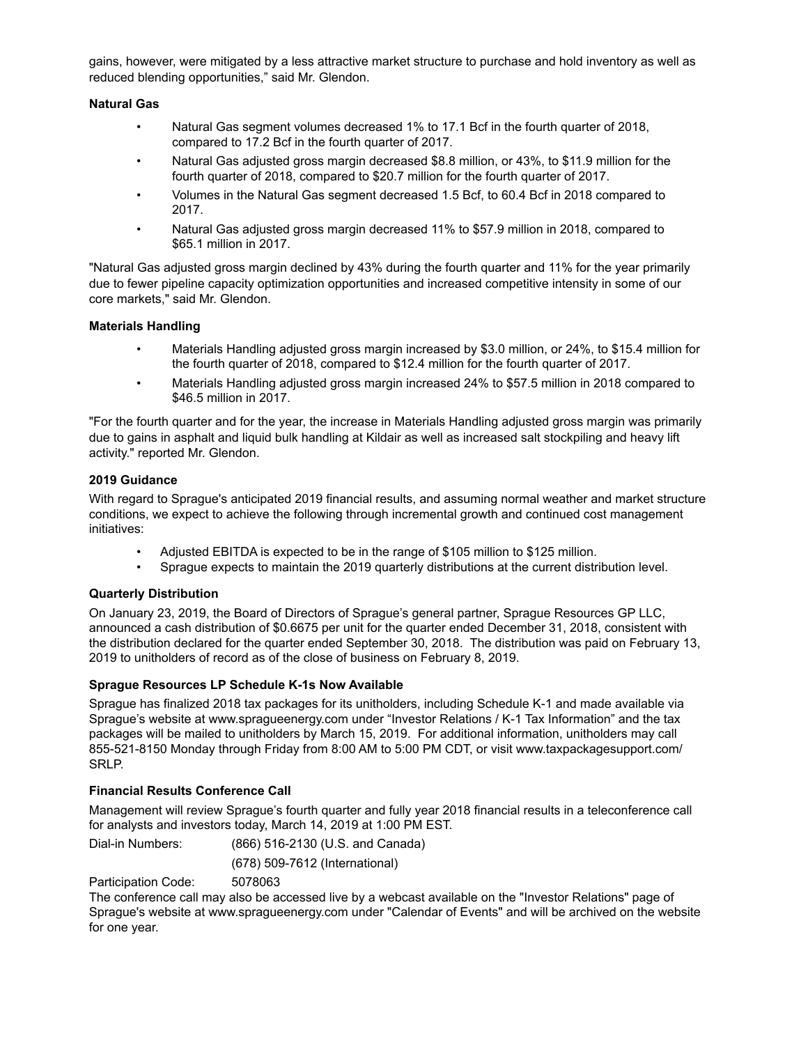gains, however, were mitigated by a less attractive market structure to purchase and hold inventory as well as reduced blending opportunities," said Mr. Glendon.

**Natural Gas**

- Natural Gas segment volumes decreased 1% to 17.1 Bcf in the fourth quarter of 2018, compared to 17.2 Bcf in the fourth quarter of 2017.
- Natural Gas adjusted gross margin decreased $8.8 million, or 43%, to $11.9 million for the fourth quarter of 2018, compared to $20.7 million for the fourth quarter of 2017.
- Volumes in the Natural Gas segment decreased 1.5 Bcf, to 60.4 Bcf in 2018 compared to 2017.
- Natural Gas adjusted gross margin decreased 11% to $57.9 million in 2018, compared to $65.1 million in 2017.

"Natural Gas adjusted gross margin declined by 43% during the fourth quarter and 11% for the year primarily due to fewer pipeline capacity optimization opportunities and increased competitive intensity in some of our core markets," said Mr. Glendon.

**Materials Handling**

- Materials Handling adjusted gross margin increased by $3.0 million, or 24%, to $15.4 million for the fourth quarter of 2018, compared to $12.4 million for the fourth quarter of 2017.
- Materials Handling adjusted gross margin increased 24% to $57.5 million in 2018 compared to $46.5 million in 2017.

"For the fourth quarter and for the year, the increase in Materials Handling adjusted gross margin was primarily due to gains in asphalt and liquid bulk handling at Kildair as well as increased salt stockpiling and heavy lift activity." reported Mr. Glendon.

**2019 Guidance**

With regard to Sprague's anticipated 2019 financial results, and assuming normal weather and market structure conditions, we expect to achieve the following through incremental growth and continued cost management initiatives:

- Adjusted EBITDA is expected to be in the range of $105 million to $125 million.
- Sprague expects to maintain the 2019 quarterly distributions at the current distribution level.

**Quarterly Distribution**

On January 23, 2019, the Board of Directors of Sprague's general partner, Sprague Resources GP LLC, announced a cash distribution of $0.6675 per unit for the quarter ended December 31, 2018, consistent with the distribution declared for the quarter ended September 30, 2018. The distribution was paid on February 13, 2019 to unitholders of record as of the close of business on February 8, 2019.

**Sprague Resources LP Schedule K-1s Now Available**

Sprague has finalized 2018 tax packages for its unitholders, including Schedule K-1 and made available via Sprague's website at www.spragueenergy.com under "Investor Relations / K-1 Tax Information" and the tax packages will be mailed to unitholders by March 15, 2019. For additional information, unitholders may call 855-521-8150 Monday through Friday from 8:00 AM to 5:00 PM CDT, or visit www.taxpackagesupport.com/SRLP.

**Financial Results Conference Call**

Management will review Sprague's fourth quarter and fully year 2018 financial results in a teleconference call for analysts and investors today, March 14, 2019 at 1:00 PM EST.

Dial-in Numbers: (866) 516-2130 (U.S. and Canada)

(678) 509-7612 (International)

Participation Code: 5078063

The conference call may also be accessed live by a webcast available on the "Investor Relations" page of Sprague's website at www.spragueenergy.com under "Calendar of Events" and will be archived on the website for one year.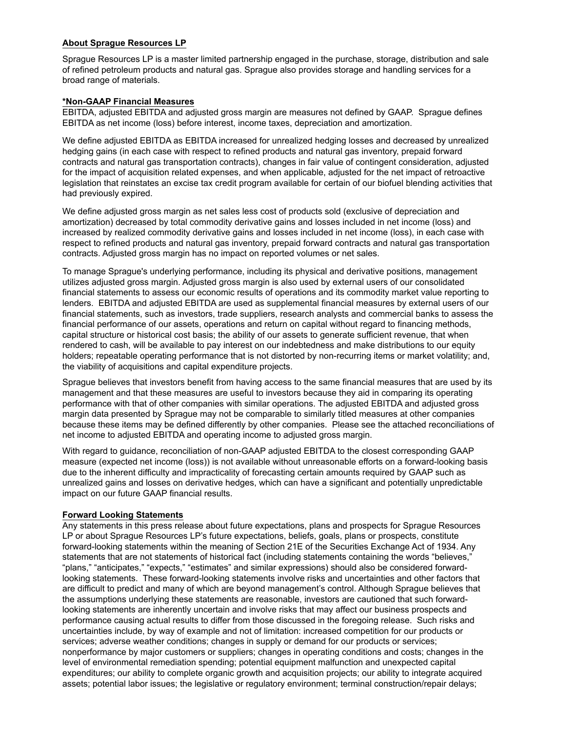## About Sprague Resources LP

Sprague Resources LP is a master limited partnership engaged in the purchase, storage, distribution and sale of refined petroleum products and natural gas. Sprague also provides storage and handling services for a broad range of materials.

## *Non-GAAP Financial Measures

EBITDA, adjusted EBITDA and adjusted gross margin are measures not defined by GAAP. Sprague defines EBITDA as net income (loss) before interest, income taxes, depreciation and amortization.

We define adjusted EBITDA as EBITDA increased for unrealized hedging losses and decreased by unrealized hedging gains (in each case with respect to refined products and natural gas inventory, prepaid forward contracts and natural gas transportation contracts), changes in fair value of contingent consideration, adjusted for the impact of acquisition related expenses, and when applicable, adjusted for the net impact of retroactive legislation that reinstates an excise tax credit program available for certain of our biofuel blending activities that had previously expired.

We define adjusted gross margin as net sales less cost of products sold (exclusive of depreciation and amortization) decreased by total commodity derivative gains and losses included in net income (loss) and increased by realized commodity derivative gains and losses included in net income (loss), in each case with respect to refined products and natural gas inventory, prepaid forward contracts and natural gas transportation contracts. Adjusted gross margin has no impact on reported volumes or net sales.

To manage Sprague's underlying performance, including its physical and derivative positions, management utilizes adjusted gross margin. Adjusted gross margin is also used by external users of our consolidated financial statements to assess our economic results of operations and its commodity market value reporting to lenders. EBITDA and adjusted EBITDA are used as supplemental financial measures by external users of our financial statements, such as investors, trade suppliers, research analysts and commercial banks to assess the financial performance of our assets, operations and return on capital without regard to financing methods, capital structure or historical cost basis; the ability of our assets to generate sufficient revenue, that when rendered to cash, will be available to pay interest on our indebtedness and make distributions to our equity holders; repeatable operating performance that is not distorted by non-recurring items or market volatility; and, the viability of acquisitions and capital expenditure projects.

Sprague believes that investors benefit from having access to the same financial measures that are used by its management and that these measures are useful to investors because they aid in comparing its operating performance with that of other companies with similar operations. The adjusted EBITDA and adjusted gross margin data presented by Sprague may not be comparable to similarly titled measures at other companies because these items may be defined differently by other companies. Please see the attached reconciliations of net income to adjusted EBITDA and operating income to adjusted gross margin.

With regard to guidance, reconciliation of non-GAAP adjusted EBITDA to the closest corresponding GAAP measure (expected net income (loss)) is not available without unreasonable efforts on a forward-looking basis due to the inherent difficulty and impracticality of forecasting certain amounts required by GAAP such as unrealized gains and losses on derivative hedges, which can have a significant and potentially unpredictable impact on our future GAAP financial results.

## Forward Looking Statements

Any statements in this press release about future expectations, plans and prospects for Sprague Resources LP or about Sprague Resources LP's future expectations, beliefs, goals, plans or prospects, constitute forward-looking statements within the meaning of Section 21E of the Securities Exchange Act of 1934. Any statements that are not statements of historical fact (including statements containing the words "believes," "plans," "anticipates," "expects," "estimates" and similar expressions) should also be considered forward-looking statements. These forward-looking statements involve risks and uncertainties and other factors that are difficult to predict and many of which are beyond management's control. Although Sprague believes that the assumptions underlying these statements are reasonable, investors are cautioned that such forward-looking statements are inherently uncertain and involve risks that may affect our business prospects and performance causing actual results to differ from those discussed in the foregoing release. Such risks and uncertainties include, by way of example and not of limitation: increased competition for our products or services; adverse weather conditions; changes in supply or demand for our products or services; nonperformance by major customers or suppliers; changes in operating conditions and costs; changes in the level of environmental remediation spending; potential equipment malfunction and unexpected capital expenditures; our ability to complete organic growth and acquisition projects; our ability to integrate acquired assets; potential labor issues; the legislative or regulatory environment; terminal construction/repair delays;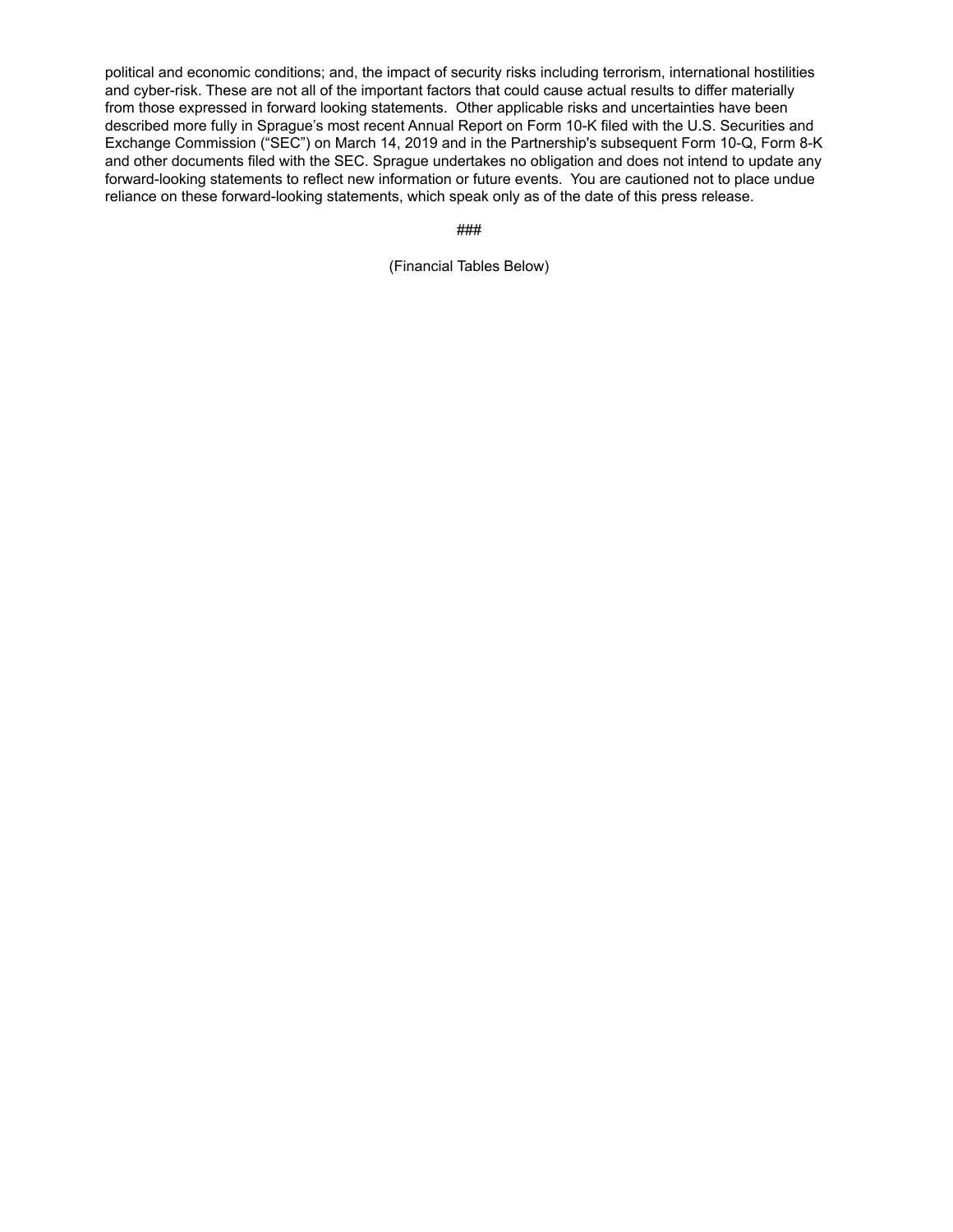political and economic conditions; and, the impact of security risks including terrorism, international hostilities and cyber-risk. These are not all of the important factors that could cause actual results to differ materially from those expressed in forward looking statements. Other applicable risks and uncertainties have been described more fully in Sprague's most recent Annual Report on Form 10-K filed with the U.S. Securities and Exchange Commission ("SEC") on March 14, 2019 and in the Partnership's subsequent Form 10-Q, Form 8-K and other documents filed with the SEC. Sprague undertakes no obligation and does not intend to update any forward-looking statements to reflect new information or future events. You are cautioned not to place undue reliance on these forward-looking statements, which speak only as of the date of this press release.

###

(Financial Tables Below)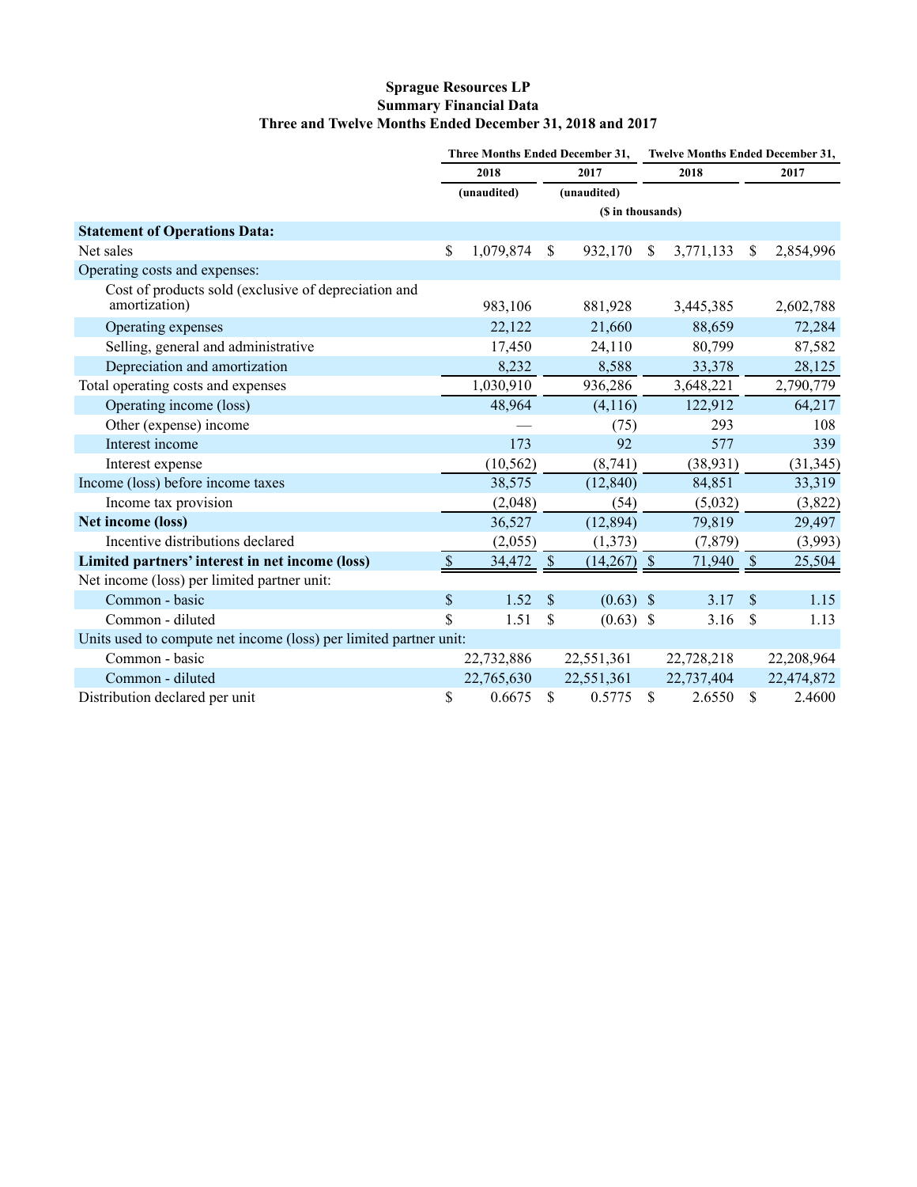# Sprague Resources LP
## Summary Financial Data
### Three and Twelve Months Ended December 31, 2018 and 2017

| | Three Months Ended December 31, | | Twelve Months Ended December 31, | |
|---|---|---|---|---|
| | 2018 | 2017 | 2018 | 2017 |
| | (unaudited) | (unaudited) | | |
| | ($ in thousands) | | | |
| **Statement of Operations Data:** | | | | |
| Net sales | $ 1,079,874 | $ 932,170 | $ 3,771,133 | $ 2,854,996 |
| Operating costs and expenses: | | | | |
| Cost of products sold (exclusive of depreciation and amortization) | 983,106 | 881,928 | 3,445,385 | 2,602,788 |
| Operating expenses | 22,122 | 21,660 | 88,659 | 72,284 |
| Selling, general and administrative | 17,450 | 24,110 | 80,799 | 87,582 |
| Depreciation and amortization | 8,232 | 8,588 | 33,378 | 28,125 |
| Total operating costs and expenses | 1,030,910 | 936,286 | 3,648,221 | 2,790,779 |
| Operating income (loss) | 48,964 | (4,116) | 122,912 | 64,217 |
| Other (expense) income | — | (75) | 293 | 108 |
| Interest income | 173 | 92 | 577 | 339 |
| Interest expense | (10,562) | (8,741) | (38,931) | (31,345) |
| Income (loss) before income taxes | 38,575 | (12,840) | 84,851 | 33,319 |
| Income tax provision | (2,048) | (54) | (5,032) | (3,822) |
| **Net income (loss)** | 36,527 | (12,894) | 79,819 | 29,497 |
| Incentive distributions declared | (2,055) | (1,373) | (7,879) | (3,993) |
| **Limited partners' interest in net income (loss)** | $ 34,472 | $ (14,267) | $ 71,940 | $ 25,504 |
| Net income (loss) per limited partner unit: | | | | |
| Common - basic | $ 1.52 | $ (0.63) | $ 3.17 | $ 1.15 |
| Common - diluted | $ 1.51 | $ (0.63) | $ 3.16 | $ 1.13 |
| Units used to compute net income (loss) per limited partner unit: | | | | |
| Common - basic | 22,732,886 | 22,551,361 | 22,728,218 | 22,208,964 |
| Common - diluted | 22,765,630 | 22,551,361 | 22,737,404 | 22,474,872 |
| Distribution declared per unit | $ 0.6675 | $ 0.5775 | $ 2.6550 | $ 2.4600 |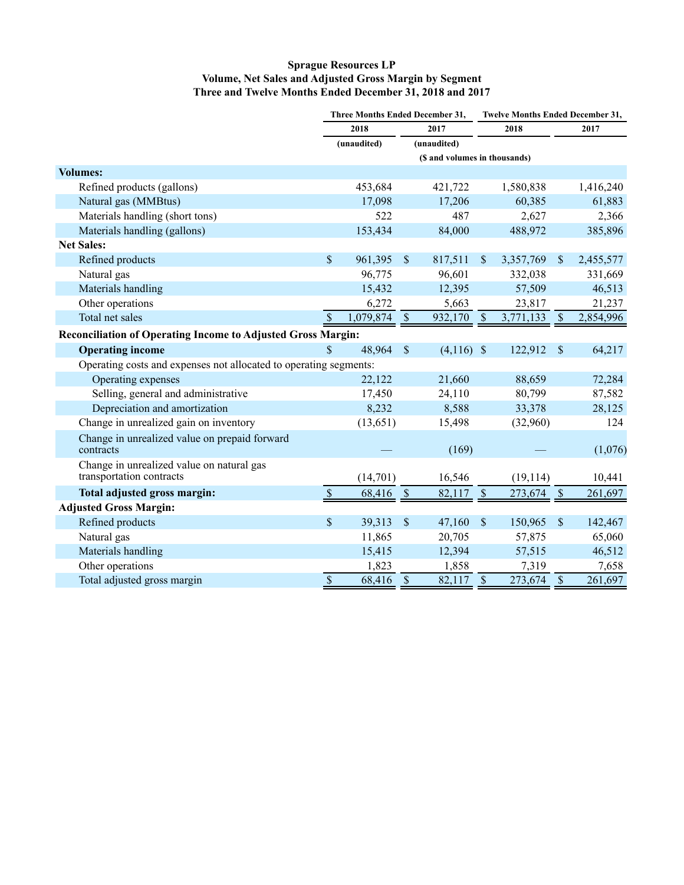**Sprague Resources LP**
**Volume, Net Sales and Adjusted Gross Margin by Segment**
**Three and Twelve Months Ended December 31, 2018 and 2017**

| | Three Months Ended December 31, | | Twelve Months Ended December 31, | |
|---|---|---|---|---|
| | 2018 | 2017 | 2018 | 2017 |
| | (unaudited) | (unaudited) | | |
| | ($ and volumes in thousands) | | | |
| **Volumes:** | | | | |
| Refined products (gallons) | 453,684 | 421,722 | 1,580,838 | 1,416,240 |
| Natural gas (MMBtus) | 17,098 | 17,206 | 60,385 | 61,883 |
| Materials handling (short tons) | 522 | 487 | 2,627 | 2,366 |
| Materials handling (gallons) | 153,434 | 84,000 | 488,972 | 385,896 |
| **Net Sales:** | | | | |
| Refined products | $ 961,395 | $ 817,511 | $ 3,357,769 | $ 2,455,577 |
| Natural gas | 96,775 | 96,601 | 332,038 | 331,669 |
| Materials handling | 15,432 | 12,395 | 57,509 | 46,513 |
| Other operations | 6,272 | 5,663 | 23,817 | 21,237 |
| Total net sales | $ 1,079,874 | $ 932,170 | $ 3,771,133 | $ 2,854,996 |
| **Reconciliation of Operating Income to Adjusted Gross Margin:** | | | | |
| **Operating income** | $ 48,964 | $ (4,116) | $ 122,912 | $ 64,217 |
| Operating costs and expenses not allocated to operating segments: | | | | |
| Operating expenses | 22,122 | 21,660 | 88,659 | 72,284 |
| Selling, general and administrative | 17,450 | 24,110 | 80,799 | 87,582 |
| Depreciation and amortization | 8,232 | 8,588 | 33,378 | 28,125 |
| Change in unrealized gain on inventory | (13,651) | 15,498 | (32,960) | 124 |
| Change in unrealized value on prepaid forward contracts | — | (169) | — | (1,076) |
| Change in unrealized value on natural gas transportation contracts | (14,701) | 16,546 | (19,114) | 10,441 |
| **Total adjusted gross margin:** | $ 68,416 | $ 82,117 | $ 273,674 | $ 261,697 |
| **Adjusted Gross Margin:** | | | | |
| Refined products | $ 39,313 | $ 47,160 | $ 150,965 | $ 142,467 |
| Natural gas | 11,865 | 20,705 | 57,875 | 65,060 |
| Materials handling | 15,415 | 12,394 | 57,515 | 46,512 |
| Other operations | 1,823 | 1,858 | 7,319 | 7,658 |
| Total adjusted gross margin | $ 68,416 | $ 82,117 | $ 273,674 | $ 261,697 |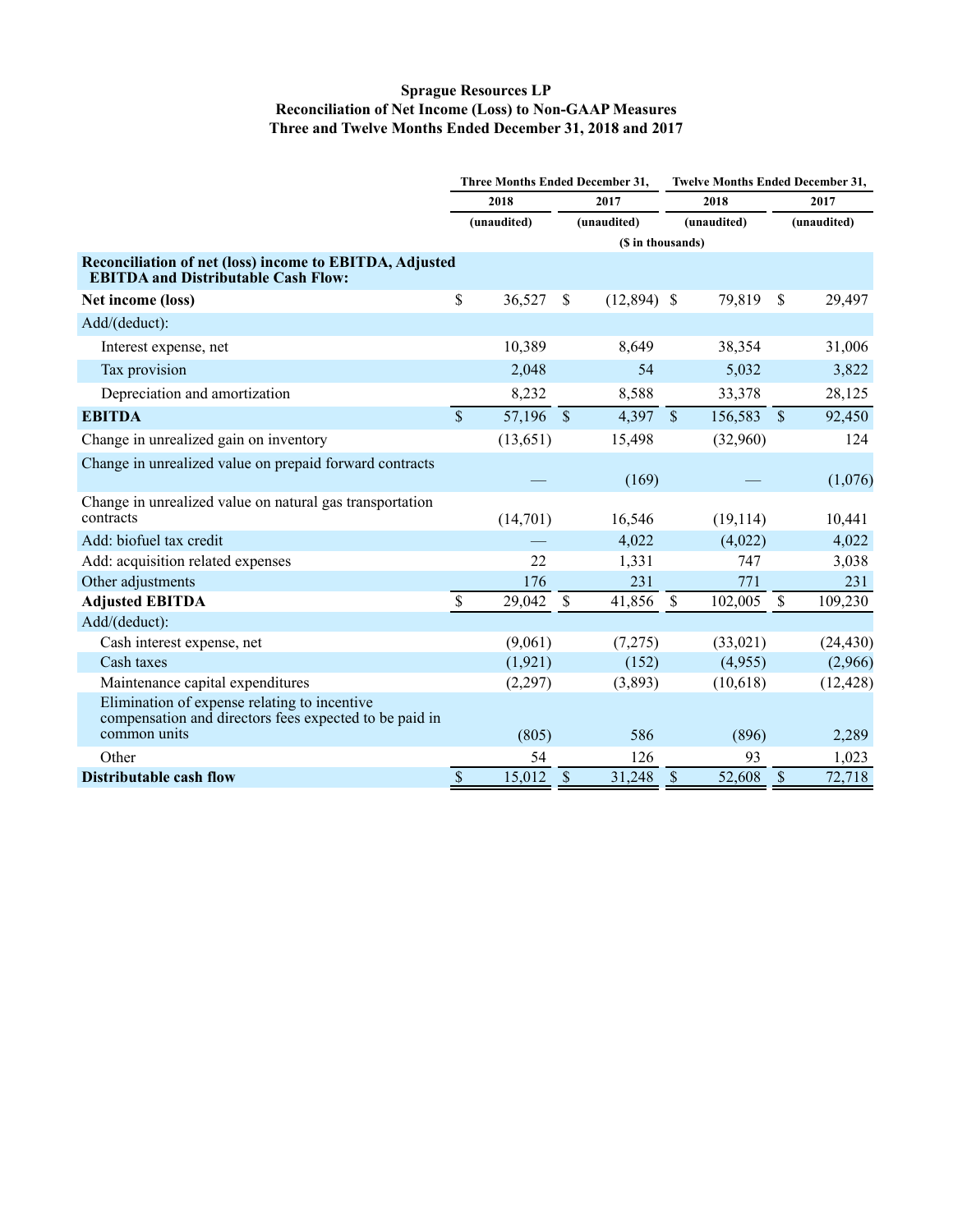**Sprague Resources LP**
**Reconciliation of Net Income (Loss) to Non-GAAP Measures**
**Three and Twelve Months Ended December 31, 2018 and 2017**

| | Three Months Ended December 31, | | Twelve Months Ended December 31, | |
|---|---|---|---|---|
| | 2018 | 2017 | 2018 | 2017 |
| | (unaudited) | (unaudited) | (unaudited) | (unaudited) |
| | ($ in thousands) | | | |
| **Reconciliation of net (loss) income to EBITDA, Adjusted EBITDA and Distributable Cash Flow:** | | | | |
| **Net income (loss)** | $ 36,527 | $ (12,894) | $ 79,819 | $ 29,497 |
| Add/(deduct): | | | | |
| Interest expense, net | 10,389 | 8,649 | 38,354 | 31,006 |
| Tax provision | 2,048 | 54 | 5,032 | 3,822 |
| Depreciation and amortization | 8,232 | 8,588 | 33,378 | 28,125 |
| **EBITDA** | $ 57,196 | $ 4,397 | $ 156,583 | $ 92,450 |
| Change in unrealized gain on inventory | (13,651) | 15,498 | (32,960) | 124 |
| Change in unrealized value on prepaid forward contracts | — | (169) | — | (1,076) |
| Change in unrealized value on natural gas transportation contracts | (14,701) | 16,546 | (19,114) | 10,441 |
| Add: biofuel tax credit | — | 4,022 | (4,022) | 4,022 |
| Add: acquisition related expenses | 22 | 1,331 | 747 | 3,038 |
| Other adjustments | 176 | 231 | 771 | 231 |
| **Adjusted EBITDA** | $ 29,042 | $ 41,856 | $ 102,005 | $ 109,230 |
| Add/(deduct): | | | | |
| Cash interest expense, net | (9,061) | (7,275) | (33,021) | (24,430) |
| Cash taxes | (1,921) | (152) | (4,955) | (2,966) |
| Maintenance capital expenditures | (2,297) | (3,893) | (10,618) | (12,428) |
| Elimination of expense relating to incentive compensation and directors fees expected to be paid in common units | (805) | 586 | (896) | 2,289 |
| Other | 54 | 126 | 93 | 1,023 |
| **Distributable cash flow** | $ 15,012 | $ 31,248 | $ 52,608 | $ 72,718 |